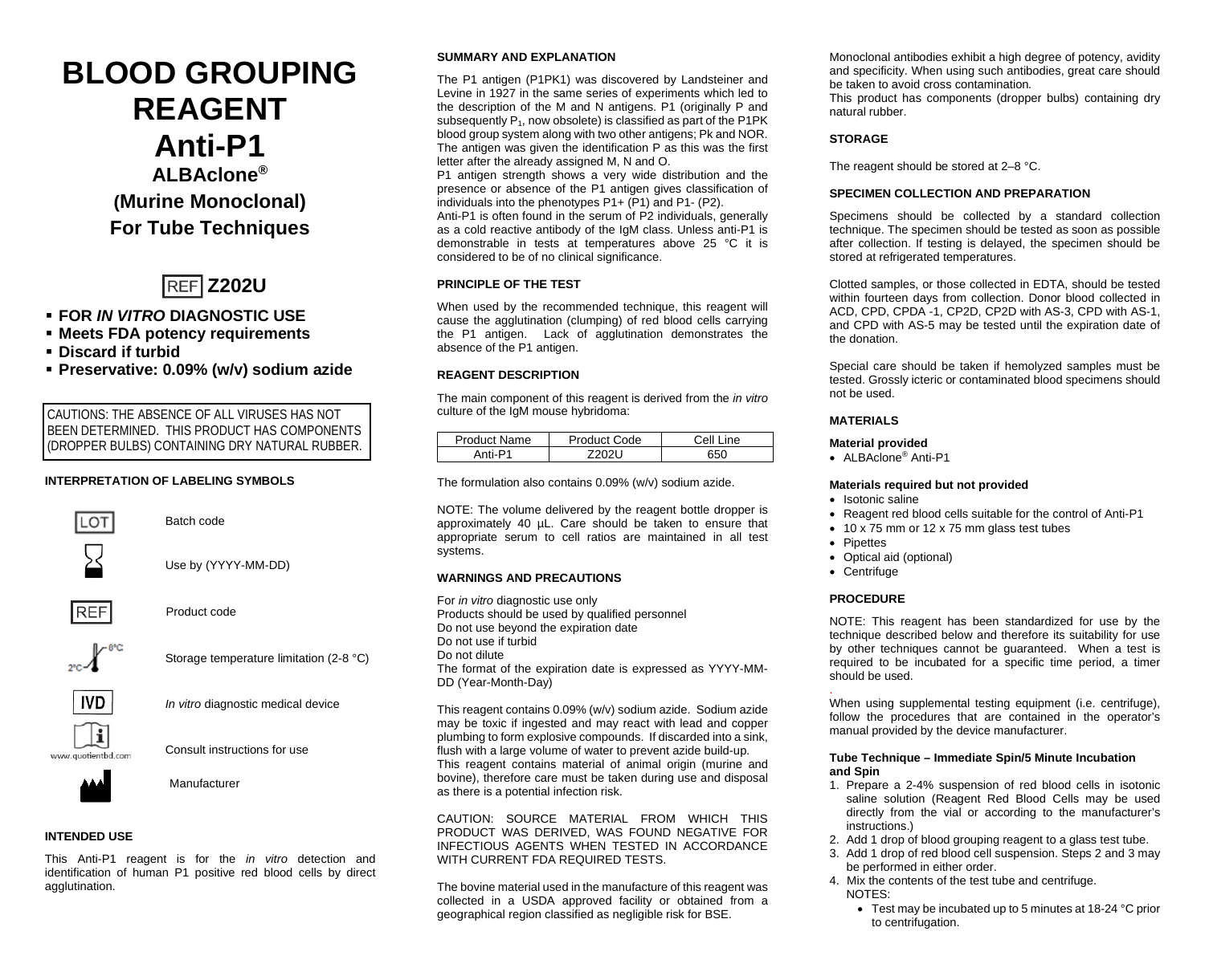# BLOOD GROUPING REAGENT

# Anti-P1

## ALBAclone®

## (Murine Monoclonal)

## For Tube Techniques

REF **Z202U**

- **FOR *IN VITRO* DIAGNOSTIC USE**
- **Meets FDA potency requirements**
- **Discard if turbid**
- **Preservative: 0.09% (w/v) sodium azide**

CAUTIONS: THE ABSENCE OF ALL VIRUSES HAS NOT BEEN DETERMINED. THIS PRODUCT HAS COMPONENTS (DROPPER BULBS) CONTAINING DRY NATURAL RUBBER.

### INTERPRETATION OF LABELING SYMBOLS

| Symbol | Meaning |
|---|---|
| LOT | Batch code |
| | Use by (YYYY-MM-DD) |
| REF | Product code |
| 2°C–8°C | Storage temperature limitation (2-8 °C) |
| IVD | *In vitro* diagnostic medical device |
| www.quotientbd.com | Consult instructions for use |
| | Manufacturer |

### INTENDED USE

This Anti-P1 reagent is for the *in vitro* detection and identification of human P1 positive red blood cells by direct agglutination.

### SUMMARY AND EXPLANATION

The P1 antigen (P1PK1) was discovered by Landsteiner and Levine in 1927 in the same series of experiments which led to the description of the M and N antigens. P1 (originally P and subsequently $P_1$, now obsolete) is classified as part of the P1PK blood group system along with two other antigens; Pk and NOR. The antigen was given the identification P as this was the first letter after the already assigned M, N and O.

P1 antigen strength shows a very wide distribution and the presence or absence of the P1 antigen gives classification of individuals into the phenotypes P1+ (P1) and P1- (P2).

Anti-P1 is often found in the serum of P2 individuals, generally as a cold reactive antibody of the IgM class. Unless anti-P1 is demonstrable in tests at temperatures above 25 °C it is considered to be of no clinical significance.

### PRINCIPLE OF THE TEST

When used by the recommended technique, this reagent will cause the agglutination (clumping) of red blood cells carrying the P1 antigen. Lack of agglutination demonstrates the absence of the P1 antigen.

### REAGENT DESCRIPTION

The main component of this reagent is derived from the *in vitro* culture of the IgM mouse hybridoma:

| Product Name | Product Code | Cell Line |
|---|---|---|
| Anti-P1 | Z202U | 650 |

The formulation also contains 0.09% (w/v) sodium azide.

NOTE: The volume delivered by the reagent bottle dropper is approximately 40 µL. Care should be taken to ensure that appropriate serum to cell ratios are maintained in all test systems.

### WARNINGS AND PRECAUTIONS

For *in vitro* diagnostic use only
Products should be used by qualified personnel
Do not use beyond the expiration date
Do not use if turbid
Do not dilute
The format of the expiration date is expressed as YYYY-MM-DD (Year-Month-Day)

This reagent contains 0.09% (w/v) sodium azide. Sodium azide may be toxic if ingested and may react with lead and copper plumbing to form explosive compounds. If discarded into a sink, flush with a large volume of water to prevent azide build-up.
This reagent contains material of animal origin (murine and bovine), therefore care must be taken during use and disposal as there is a potential infection risk.

CAUTION: SOURCE MATERIAL FROM WHICH THIS PRODUCT WAS DERIVED, WAS FOUND NEGATIVE FOR INFECTIOUS AGENTS WHEN TESTED IN ACCORDANCE WITH CURRENT FDA REQUIRED TESTS.

The bovine material used in the manufacture of this reagent was collected in a USDA approved facility or obtained from a geographical region classified as negligible risk for BSE.

Monoclonal antibodies exhibit a high degree of potency, avidity and specificity. When using such antibodies, great care should be taken to avoid cross contamination.
This product has components (dropper bulbs) containing dry natural rubber.

### STORAGE

The reagent should be stored at 2–8 °C.

### SPECIMEN COLLECTION AND PREPARATION

Specimens should be collected by a standard collection technique. The specimen should be tested as soon as possible after collection. If testing is delayed, the specimen should be stored at refrigerated temperatures.

Clotted samples, or those collected in EDTA, should be tested within fourteen days from collection. Donor blood collected in ACD, CPD, CPDA -1, CP2D, CP2D with AS-3, CPD with AS-1, and CPD with AS-5 may be tested until the expiration date of the donation.

Special care should be taken if hemolyzed samples must be tested. Grossly icteric or contaminated blood specimens should not be used.

### MATERIALS

**Material provided**

- ALBAclone® Anti-P1

**Materials required but not provided**

- Isotonic saline
- Reagent red blood cells suitable for the control of Anti-P1
- 10 x 75 mm or 12 x 75 mm glass test tubes
- Pipettes
- Optical aid (optional)
- Centrifuge

### PROCEDURE

NOTE: This reagent has been standardized for use by the technique described below and therefore its suitability for use by other techniques cannot be guaranteed. When a test is required to be incubated for a specific time period, a timer should be used.

When using supplemental testing equipment (i.e. centrifuge), follow the procedures that are contained in the operator's manual provided by the device manufacturer.

**Tube Technique – Immediate Spin/5 Minute Incubation and Spin**

1. Prepare a 2-4% suspension of red blood cells in isotonic saline solution (Reagent Red Blood Cells may be used directly from the vial or according to the manufacturer's instructions.)
2. Add 1 drop of blood grouping reagent to a glass test tube.
3. Add 1 drop of red blood cell suspension. Steps 2 and 3 may be performed in either order.
4. Mix the contents of the test tube and centrifuge.
   NOTES:
   - Test may be incubated up to 5 minutes at 18-24 °C prior to centrifugation.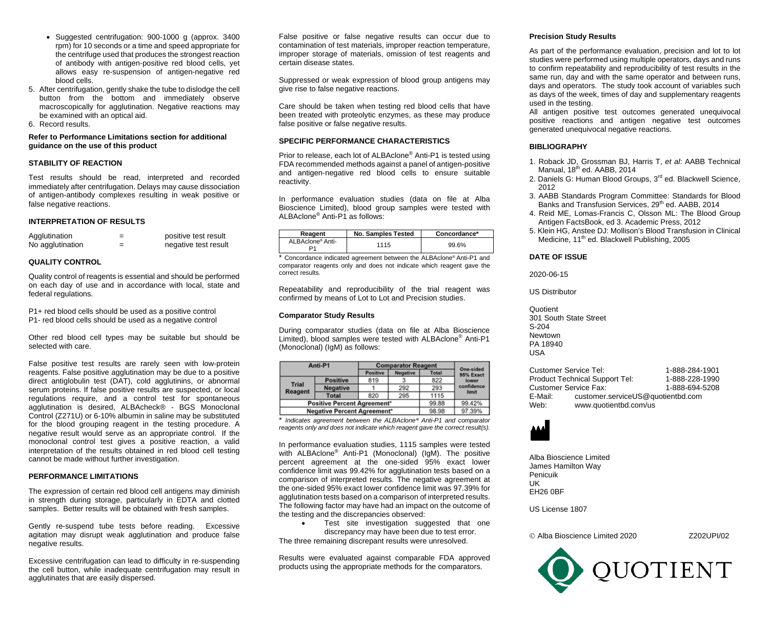- Suggested centrifugation: 900-1000 g (approx. 3400 rpm) for 10 seconds or a time and speed appropriate for the centrifuge used that produces the strongest reaction of antibody with antigen-positive red blood cells, yet allows easy re-suspension of antigen-negative red blood cells.

5. After centrifugation, gently shake the tube to dislodge the cell button from the bottom and immediately observe macroscopically for agglutination. Negative reactions may be examined with an optical aid.
6. Record results.

**Refer to Performance Limitations section for additional guidance on the use of this product**

### STABILITY OF REACTION

Test results should be read, interpreted and recorded immediately after centrifugation. Delays may cause dissociation of antigen-antibody complexes resulting in weak positive or false negative reactions.

### INTERPRETATION OF RESULTS

| | | |
|---|---|---|
| Agglutination | = | positive test result |
| No agglutination | = | negative test result |

### QUALITY CONTROL

Quality control of reagents is essential and should be performed on each day of use and in accordance with local, state and federal regulations.

P1+ red blood cells should be used as a positive control
P1- red blood cells should be used as a negative control

Other red blood cell types may be suitable but should be selected with care.

False positive test results are rarely seen with low-protein reagents. False positive agglutination may be due to a positive direct antiglobulin test (DAT), cold agglutinins, or abnormal serum proteins. If false positive results are suspected, or local regulations require, and a control test for spontaneous agglutination is desired, ALBAcheck® - BGS Monoclonal Control (Z271U) or 6-10% albumin in saline may be substituted for the blood grouping reagent in the testing procedure. A negative result would serve as an appropriate control. If the monoclonal control test gives a positive reaction, a valid interpretation of the results obtained in red blood cell testing cannot be made without further investigation.

### PERFORMANCE LIMITATIONS

The expression of certain red blood cell antigens may diminish in strength during storage, particularly in EDTA and clotted samples. Better results will be obtained with fresh samples.

Gently re-suspend tube tests before reading. Excessive agitation may disrupt weak agglutination and produce false negative results.

Excessive centrifugation can lead to difficulty in re-suspending the cell button, while inadequate centrifugation may result in agglutinates that are easily dispersed.

False positive or false negative results can occur due to contamination of test materials, improper reaction temperature, improper storage of materials, omission of test reagents and certain disease states.

Suppressed or weak expression of blood group antigens may give rise to false negative reactions.

Care should be taken when testing red blood cells that have been treated with proteolytic enzymes, as these may produce false positive or false negative results.

### SPECIFIC PERFORMANCE CHARACTERISTICS

Prior to release, each lot of ALBAclone® Anti-P1 is tested using FDA recommended methods against a panel of antigen-positive and antigen-negative red blood cells to ensure suitable reactivity.

In performance evaluation studies (data on file at Alba Bioscience Limited), blood group samples were tested with ALBAclone® Anti-P1 as follows:

| Reagent | No. Samples Tested | Concordance* |
|---|---|---|
| ALBAclone® Anti-P1 | 1115 | 99.6% |

\* Concordance indicated agreement between the ALBAclone® Anti-P1 and comparator reagents only and does not indicate which reagent gave the correct results.

Repeatability and reproducibility of the trial reagent was confirmed by means of Lot to Lot and Precision studies.

#### Comparator Study Results

During comparator studies (data on file at Alba Bioscience Limited), blood samples were tested with ALBAclone® Anti-P1 (Monoclonal) (IgM) as follows:

| Anti-P1 | | Comparator Reagent | | | One-sided 95% Exact lower confidence limit |
|---|---|---|---|---|---|
| | | Positive | Negative | Total | |
| Trial Reagent | Positive | 819 | 3 | 822 | |
| | Negative | 1 | 292 | 293 | |
| | Total | 820 | 295 | 1115 | |
| Positive Percent Agreement* | | | | 99.88 | 99.42% |
| Negative Percent Agreement* | | | | 98.98 | 97.39% |

*\* Indicates agreement between the ALBAclone® Anti-P1 and comparator reagents only and does not indicate which reagent gave the correct result(s).*

In performance evaluation studies, 1115 samples were tested with ALBAclone® Anti-P1 (Monoclonal) (IgM). The positive percent agreement at the one-sided 95% exact lower confidence limit was 99.42% for agglutination tests based on a comparison of interpreted results. The negative agreement at the one-sided 95% exact lower confidence limit was 97.39% for agglutination tests based on a comparison of interpreted results. The following factor may have had an impact on the outcome of the testing and the discrepancies observed:

- Test site investigation suggested that one discrepancy may have been due to test error.

The three remaining discrepant results were unresolved.

Results were evaluated against comparable FDA approved products using the appropriate methods for the comparators.

#### Precision Study Results

As part of the performance evaluation, precision and lot to lot studies were performed using multiple operators, days and runs to confirm repeatability and reproducibility of test results in the same run, day and with the same operator and between runs, days and operators. The study took account of variables such as days of the week, times of day and supplementary reagents used in the testing.
All antigen positive test outcomes generated unequivocal positive reactions and antigen negative test outcomes generated unequivocal negative reactions.

### BIBLIOGRAPHY

1. Roback JD, Grossman BJ, Harris T, *et al*: AABB Technical Manual, 18th ed. AABB, 2014
2. Daniels G: Human Blood Groups, 3rd ed. Blackwell Science, 2012
3. AABB Standards Program Committee: Standards for Blood Banks and Transfusion Services, 29th ed. AABB, 2014
4. Reid ME, Lomas-Francis C, Olsson ML: The Blood Group Antigen FactsBook, ed 3. Academic Press, 2012
5. Klein HG, Anstee DJ: Mollison's Blood Transfusion in Clinical Medicine, 11th ed. Blackwell Publishing, 2005

### DATE OF ISSUE

2020-06-15

US Distributor

Quotient
301 South State Street
S-204
Newtown
PA 18940
USA

| | |
|---|---|
| Customer Service Tel: | 1-888-284-1901 |
| Product Technical Support Tel: | 1-888-228-1990 |
| Customer Service Fax: | 1-888-694-5208 |
| E-Mail: | customer.serviceUS@quotientbd.com |
| Web: | www.quotientbd.com/us |

Alba Bioscience Limited
James Hamilton Way
Penicuik
UK
EH26 0BF

US License 1807

© Alba Bioscience Limited 2020 Z202UPI/02

QUOTIENT